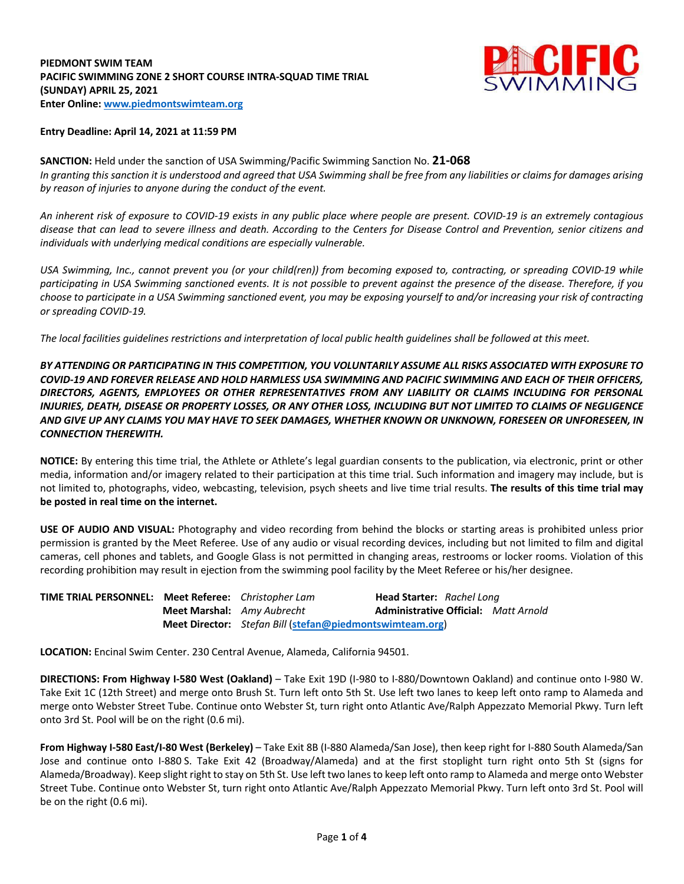**PIEDMONT SWIM TEAM**
**PACIFIC SWIMMING ZONE 2 SHORT COURSE INTRA-SQUAD TIME TRIAL**
**(SUNDAY) APRIL 25, 2021**
**Enter Online: [www.piedmontswimteam.org](http://www.piedmontswimteam.org)**

**Entry Deadline: April 14, 2021 at 11:59 PM**

**SANCTION:** Held under the sanction of USA Swimming/Pacific Swimming Sanction No. **21-068**
*In granting this sanction it is understood and agreed that USA Swimming shall be free from any liabilities or claims for damages arising by reason of injuries to anyone during the conduct of the event.*

*An inherent risk of exposure to COVID-19 exists in any public place where people are present. COVID-19 is an extremely contagious disease that can lead to severe illness and death. According to the Centers for Disease Control and Prevention, senior citizens and individuals with underlying medical conditions are especially vulnerable.*

*USA Swimming, Inc., cannot prevent you (or your child(ren)) from becoming exposed to, contracting, or spreading COVID-19 while participating in USA Swimming sanctioned events. It is not possible to prevent against the presence of the disease. Therefore, if you choose to participate in a USA Swimming sanctioned event, you may be exposing yourself to and/or increasing your risk of contracting or spreading COVID-19.*

*The local facilities guidelines restrictions and interpretation of local public health guidelines shall be followed at this meet.*

***BY ATTENDING OR PARTICIPATING IN THIS COMPETITION, YOU VOLUNTARILY ASSUME ALL RISKS ASSOCIATED WITH EXPOSURE TO COVID-19 AND FOREVER RELEASE AND HOLD HARMLESS USA SWIMMING AND PACIFIC SWIMMING AND EACH OF THEIR OFFICERS, DIRECTORS, AGENTS, EMPLOYEES OR OTHER REPRESENTATIVES FROM ANY LIABILITY OR CLAIMS INCLUDING FOR PERSONAL INJURIES, DEATH, DISEASE OR PROPERTY LOSSES, OR ANY OTHER LOSS, INCLUDING BUT NOT LIMITED TO CLAIMS OF NEGLIGENCE AND GIVE UP ANY CLAIMS YOU MAY HAVE TO SEEK DAMAGES, WHETHER KNOWN OR UNKNOWN, FORESEEN OR UNFORESEEN, IN CONNECTION THEREWITH.***

**NOTICE:** By entering this time trial, the Athlete or Athlete's legal guardian consents to the publication, via electronic, print or other media, information and/or imagery related to their participation at this time trial. Such information and imagery may include, but is not limited to, photographs, video, webcasting, television, psych sheets and live time trial results. **The results of this time trial may be posted in real time on the internet.**

**USE OF AUDIO AND VISUAL:** Photography and video recording from behind the blocks or starting areas is prohibited unless prior permission is granted by the Meet Referee. Use of any audio or visual recording devices, including but not limited to film and digital cameras, cell phones and tablets, and Google Glass is not permitted in changing areas, restrooms or locker rooms. Violation of this recording prohibition may result in ejection from the swimming pool facility by the Meet Referee or his/her designee.

**TIME TRIAL PERSONNEL:**
- **Meet Referee:** *Christopher Lam*
- **Head Starter:** *Rachel Long*
- **Meet Marshal:** *Amy Aubrecht*
- **Administrative Official:** *Matt Arnold*
- **Meet Director:** *Stefan Bill* ([stefan@piedmontswimteam.org](mailto:stefan@piedmontswimteam.org))

**LOCATION:** Encinal Swim Center. 230 Central Avenue, Alameda, California 94501.

**DIRECTIONS: From Highway I-580 West (Oakland)** – Take Exit 19D (I-980 to I-880/Downtown Oakland) and continue onto I-980 W. Take Exit 1C (12th Street) and merge onto Brush St. Turn left onto 5th St. Use left two lanes to keep left onto ramp to Alameda and merge onto Webster Street Tube. Continue onto Webster St, turn right onto Atlantic Ave/Ralph Appezzato Memorial Pkwy. Turn left onto 3rd St. Pool will be on the right (0.6 mi).

**From Highway I-580 East/I-80 West (Berkeley)** – Take Exit 8B (I-880 Alameda/San Jose), then keep right for I-880 South Alameda/San Jose and continue onto I-880 S. Take Exit 42 (Broadway/Alameda) and at the first stoplight turn right onto 5th St (signs for Alameda/Broadway). Keep slight right to stay on 5th St. Use left two lanes to keep left onto ramp to Alameda and merge onto Webster Street Tube. Continue onto Webster St, turn right onto Atlantic Ave/Ralph Appezzato Memorial Pkwy. Turn left onto 3rd St. Pool will be on the right (0.6 mi).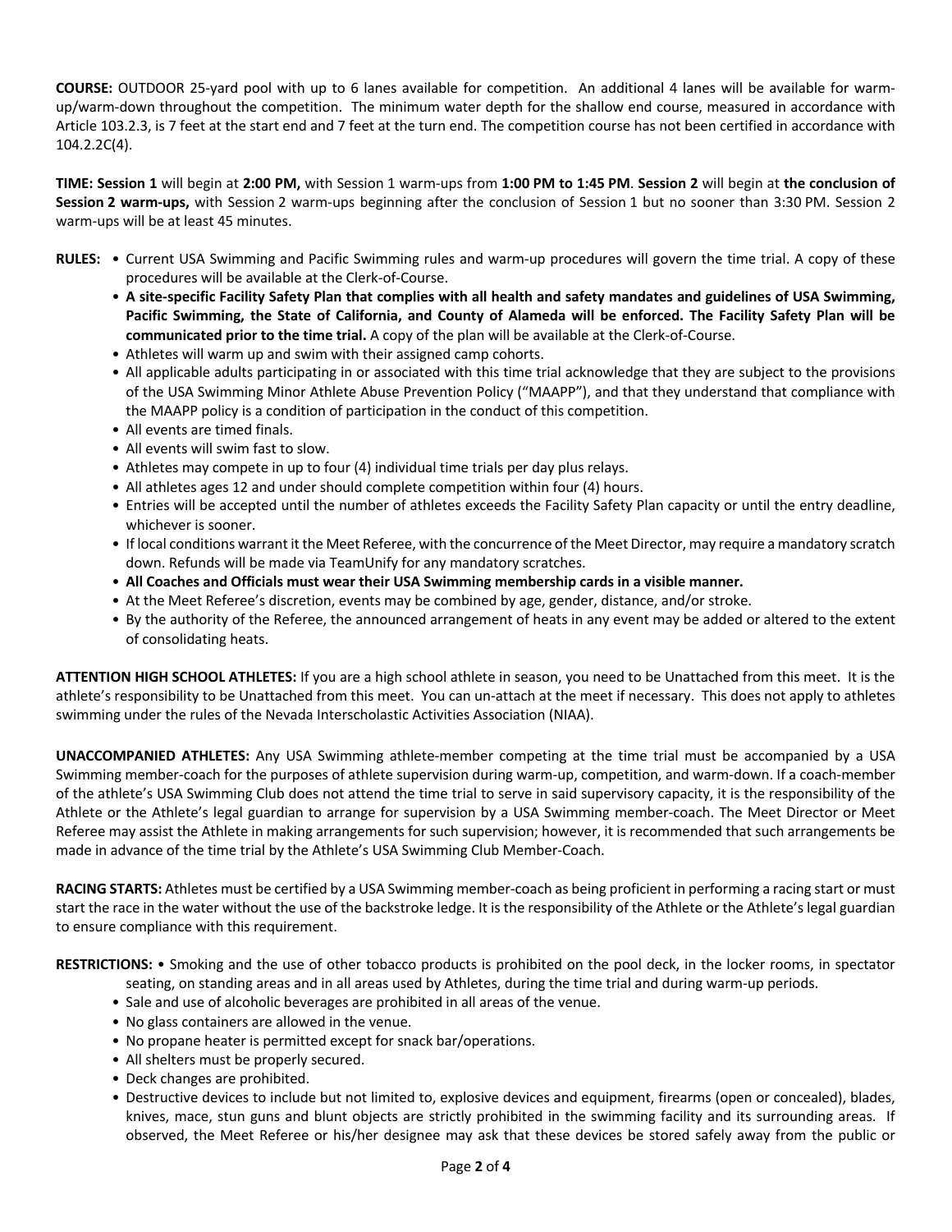**COURSE:** OUTDOOR 25-yard pool with up to 6 lanes available for competition. An additional 4 lanes will be available for warm-up/warm-down throughout the competition. The minimum water depth for the shallow end course, measured in accordance with Article 103.2.3, is 7 feet at the start end and 7 feet at the turn end. The competition course has not been certified in accordance with 104.2.2C(4).

**TIME: Session 1** will begin at **2:00 PM,** with Session 1 warm-ups from **1:00 PM to 1:45 PM**. **Session 2** will begin at **the conclusion of Session 2 warm-ups,** with Session 2 warm-ups beginning after the conclusion of Session 1 but no sooner than 3:30 PM. Session 2 warm-ups will be at least 45 minutes.

**RULES:**

- Current USA Swimming and Pacific Swimming rules and warm-up procedures will govern the time trial. A copy of these procedures will be available at the Clerk-of-Course.
- **A site-specific Facility Safety Plan that complies with all health and safety mandates and guidelines of USA Swimming, Pacific Swimming, the State of California, and County of Alameda will be enforced. The Facility Safety Plan will be communicated prior to the time trial.** A copy of the plan will be available at the Clerk-of-Course.
- Athletes will warm up and swim with their assigned camp cohorts.
- All applicable adults participating in or associated with this time trial acknowledge that they are subject to the provisions of the USA Swimming Minor Athlete Abuse Prevention Policy ("MAAPP"), and that they understand that compliance with the MAAPP policy is a condition of participation in the conduct of this competition.
- All events are timed finals.
- All events will swim fast to slow.
- Athletes may compete in up to four (4) individual time trials per day plus relays.
- All athletes ages 12 and under should complete competition within four (4) hours.
- Entries will be accepted until the number of athletes exceeds the Facility Safety Plan capacity or until the entry deadline, whichever is sooner.
- If local conditions warrant it the Meet Referee, with the concurrence of the Meet Director, may require a mandatory scratch down. Refunds will be made via TeamUnify for any mandatory scratches.
- **All Coaches and Officials must wear their USA Swimming membership cards in a visible manner.**
- At the Meet Referee's discretion, events may be combined by age, gender, distance, and/or stroke.
- By the authority of the Referee, the announced arrangement of heats in any event may be added or altered to the extent of consolidating heats.

**ATTENTION HIGH SCHOOL ATHLETES:** If you are a high school athlete in season, you need to be Unattached from this meet. It is the athlete's responsibility to be Unattached from this meet. You can un-attach at the meet if necessary. This does not apply to athletes swimming under the rules of the Nevada Interscholastic Activities Association (NIAA).

**UNACCOMPANIED ATHLETES:** Any USA Swimming athlete-member competing at the time trial must be accompanied by a USA Swimming member-coach for the purposes of athlete supervision during warm-up, competition, and warm-down. If a coach-member of the athlete's USA Swimming Club does not attend the time trial to serve in said supervisory capacity, it is the responsibility of the Athlete or the Athlete's legal guardian to arrange for supervision by a USA Swimming member-coach. The Meet Director or Meet Referee may assist the Athlete in making arrangements for such supervision; however, it is recommended that such arrangements be made in advance of the time trial by the Athlete's USA Swimming Club Member-Coach.

**RACING STARTS:** Athletes must be certified by a USA Swimming member-coach as being proficient in performing a racing start or must start the race in the water without the use of the backstroke ledge. It is the responsibility of the Athlete or the Athlete's legal guardian to ensure compliance with this requirement.

**RESTRICTIONS:**

- Smoking and the use of other tobacco products is prohibited on the pool deck, in the locker rooms, in spectator seating, on standing areas and in all areas used by Athletes, during the time trial and during warm-up periods.
- Sale and use of alcoholic beverages are prohibited in all areas of the venue.
- No glass containers are allowed in the venue.
- No propane heater is permitted except for snack bar/operations.
- All shelters must be properly secured.
- Deck changes are prohibited.
- Destructive devices to include but not limited to, explosive devices and equipment, firearms (open or concealed), blades, knives, mace, stun guns and blunt objects are strictly prohibited in the swimming facility and its surrounding areas. If observed, the Meet Referee or his/her designee may ask that these devices be stored safely away from the public or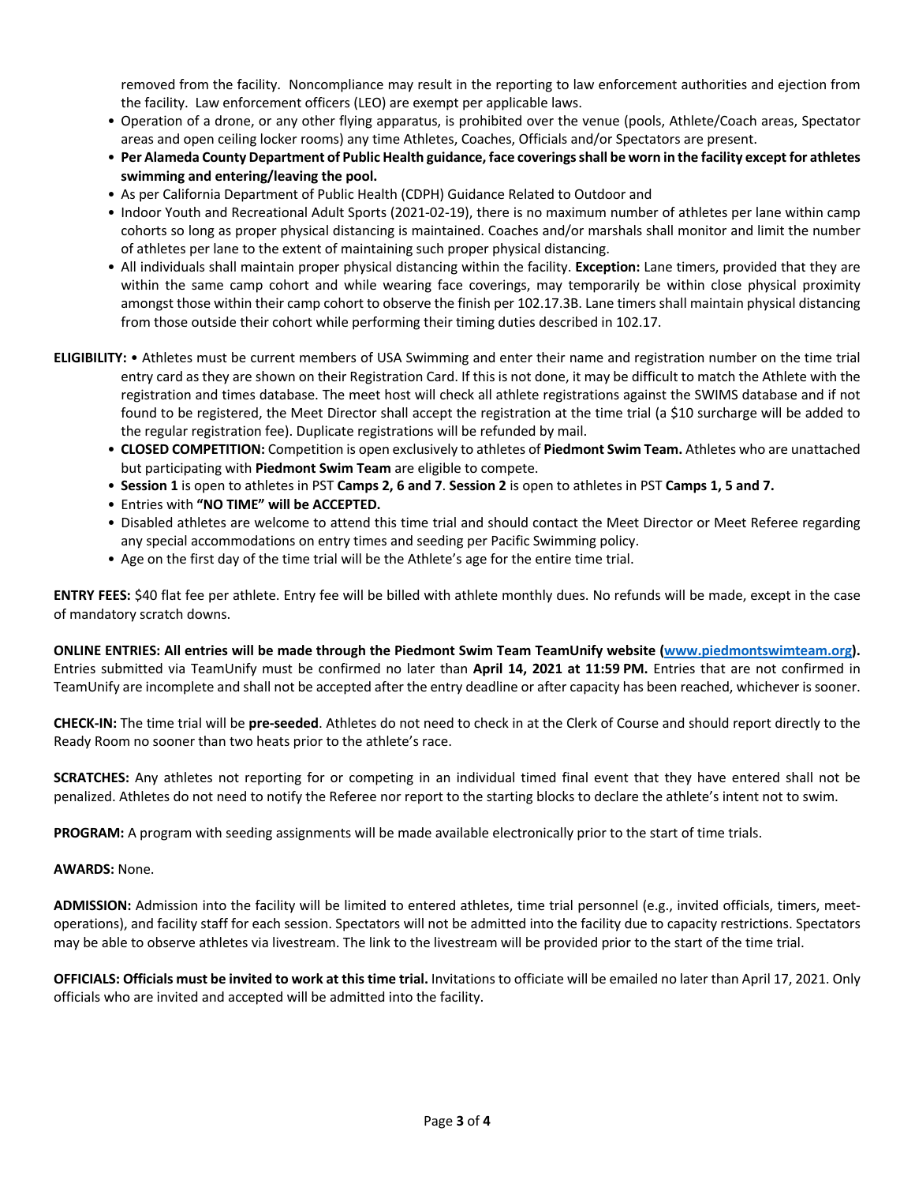removed from the facility. Noncompliance may result in the reporting to law enforcement authorities and ejection from the facility. Law enforcement officers (LEO) are exempt per applicable laws.

- Operation of a drone, or any other flying apparatus, is prohibited over the venue (pools, Athlete/Coach areas, Spectator areas and open ceiling locker rooms) any time Athletes, Coaches, Officials and/or Spectators are present.
- **Per Alameda County Department of Public Health guidance, face coverings shall be worn in the facility except for athletes swimming and entering/leaving the pool.**
- As per California Department of Public Health (CDPH) Guidance Related to Outdoor and
- Indoor Youth and Recreational Adult Sports (2021-02-19), there is no maximum number of athletes per lane within camp cohorts so long as proper physical distancing is maintained. Coaches and/or marshals shall monitor and limit the number of athletes per lane to the extent of maintaining such proper physical distancing.
- All individuals shall maintain proper physical distancing within the facility. **Exception:** Lane timers, provided that they are within the same camp cohort and while wearing face coverings, may temporarily be within close physical proximity amongst those within their camp cohort to observe the finish per 102.17.3B. Lane timers shall maintain physical distancing from those outside their cohort while performing their timing duties described in 102.17.

**ELIGIBILITY:**

- Athletes must be current members of USA Swimming and enter their name and registration number on the time trial entry card as they are shown on their Registration Card. If this is not done, it may be difficult to match the Athlete with the registration and times database. The meet host will check all athlete registrations against the SWIMS database and if not found to be registered, the Meet Director shall accept the registration at the time trial (a $10 surcharge will be added to the regular registration fee). Duplicate registrations will be refunded by mail.
- **CLOSED COMPETITION:** Competition is open exclusively to athletes of **Piedmont Swim Team.** Athletes who are unattached but participating with **Piedmont Swim Team** are eligible to compete.
- **Session 1** is open to athletes in PST **Camps 2, 6 and 7**. **Session 2** is open to athletes in PST **Camps 1, 5 and 7.**
- Entries with **"NO TIME" will be ACCEPTED.**
- Disabled athletes are welcome to attend this time trial and should contact the Meet Director or Meet Referee regarding any special accommodations on entry times and seeding per Pacific Swimming policy.
- Age on the first day of the time trial will be the Athlete's age for the entire time trial.

**ENTRY FEES:** $40 flat fee per athlete. Entry fee will be billed with athlete monthly dues. No refunds will be made, except in the case of mandatory scratch downs.

**ONLINE ENTRIES: All entries will be made through the Piedmont Swim Team TeamUnify website ([www.piedmontswimteam.org](http://www.piedmontswimteam.org)).** Entries submitted via TeamUnify must be confirmed no later than **April 14, 2021 at 11:59 PM.** Entries that are not confirmed in TeamUnify are incomplete and shall not be accepted after the entry deadline or after capacity has been reached, whichever is sooner.

**CHECK-IN:** The time trial will be **pre-seeded**. Athletes do not need to check in at the Clerk of Course and should report directly to the Ready Room no sooner than two heats prior to the athlete's race.

**SCRATCHES:** Any athletes not reporting for or competing in an individual timed final event that they have entered shall not be penalized. Athletes do not need to notify the Referee nor report to the starting blocks to declare the athlete's intent not to swim.

**PROGRAM:** A program with seeding assignments will be made available electronically prior to the start of time trials.

**AWARDS:** None.

**ADMISSION:** Admission into the facility will be limited to entered athletes, time trial personnel (e.g., invited officials, timers, meet-operations), and facility staff for each session. Spectators will not be admitted into the facility due to capacity restrictions. Spectators may be able to observe athletes via livestream. The link to the livestream will be provided prior to the start of the time trial.

**OFFICIALS: Officials must be invited to work at this time trial.** Invitations to officiate will be emailed no later than April 17, 2021. Only officials who are invited and accepted will be admitted into the facility.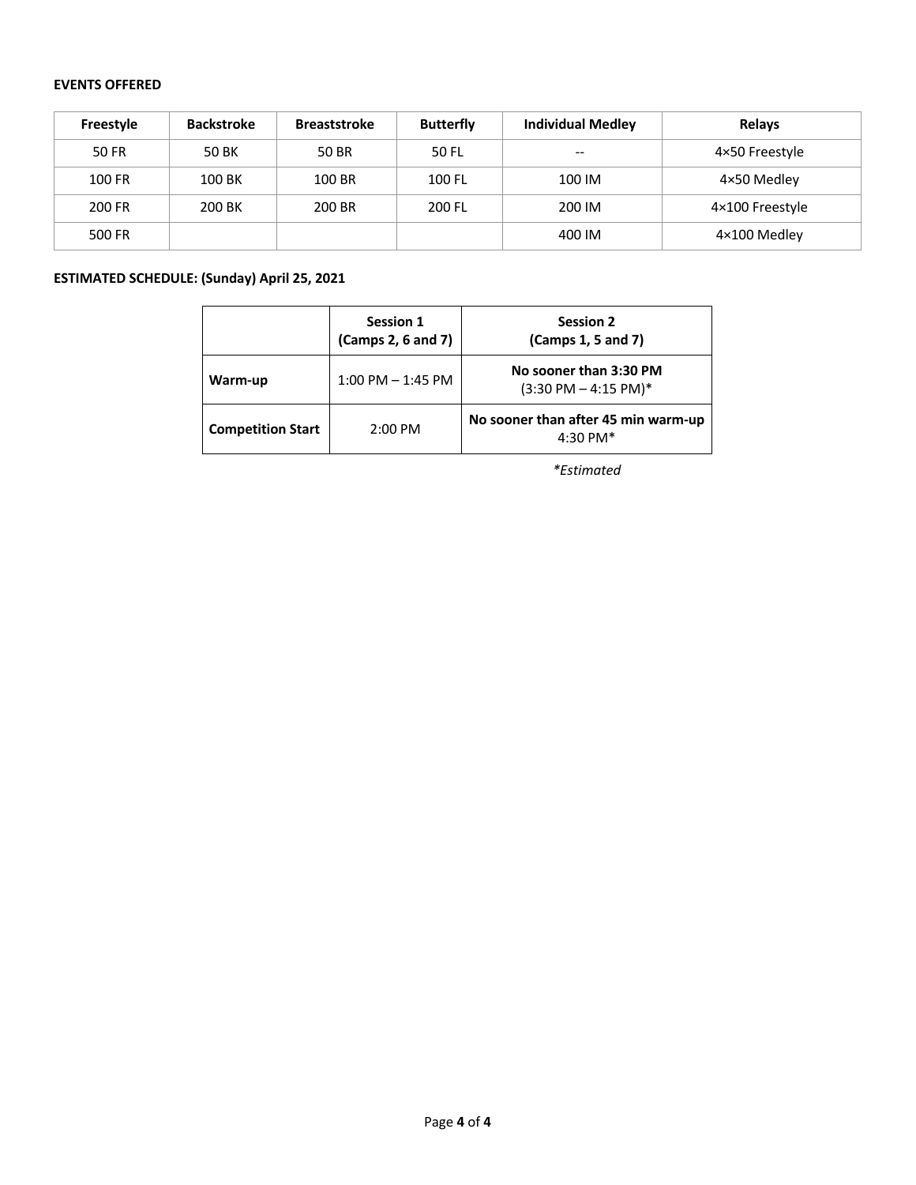**EVENTS OFFERED**

| Freestyle | Backstroke | Breaststroke | Butterfly | Individual Medley | Relays |
|---|---|---|---|---|---|
| 50 FR | 50 BK | 50 BR | 50 FL | -- | 4×50 Freestyle |
| 100 FR | 100 BK | 100 BR | 100 FL | 100 IM | 4×50 Medley |
| 200 FR | 200 BK | 200 BR | 200 FL | 200 IM | 4×100 Freestyle |
| 500 FR | | | | 400 IM | 4×100 Medley |

**ESTIMATED SCHEDULE: (Sunday) April 25, 2021**

| | Session 1 (Camps 2, 6 and 7) | Session 2 (Camps 1, 5 and 7) |
|---|---|---|
| **Warm-up** | 1:00 PM – 1:45 PM | **No sooner than 3:30 PM** (3:30 PM – 4:15 PM)* |
| **Competition Start** | 2:00 PM | **No sooner than after 45 min warm-up** 4:30 PM* |

*\*Estimated*